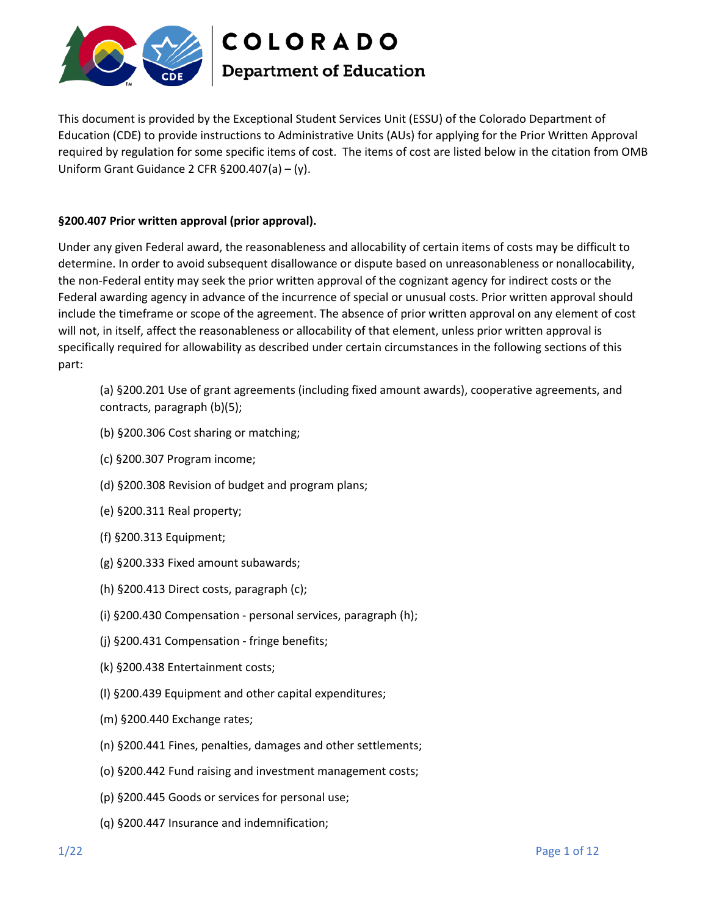# COLORADO Department of Education

This document is provided by the Exceptional Student Services Unit (ESSU) of the Colorado Department of Education (CDE) to provide instructions to Administrative Units (AUs) for applying for the Prior Written Approval required by regulation for some specific items of cost. The items of cost are listed below in the citation from OMB Uniform Grant Guidance 2 CFR §200.407(a) – (y).

**§200.407 Prior written approval (prior approval).**

Under any given Federal award, the reasonableness and allocability of certain items of costs may be difficult to determine. In order to avoid subsequent disallowance or dispute based on unreasonableness or nonallocability, the non-Federal entity may seek the prior written approval of the cognizant agency for indirect costs or the Federal awarding agency in advance of the incurrence of special or unusual costs. Prior written approval should include the timeframe or scope of the agreement. The absence of prior written approval on any element of cost will not, in itself, affect the reasonableness or allocability of that element, unless prior written approval is specifically required for allowability as described under certain circumstances in the following sections of this part:

(a) §200.201 Use of grant agreements (including fixed amount awards), cooperative agreements, and contracts, paragraph (b)(5);

(b) §200.306 Cost sharing or matching;

(c) §200.307 Program income;

(d) §200.308 Revision of budget and program plans;

(e) §200.311 Real property;

(f) §200.313 Equipment;

(g) §200.333 Fixed amount subawards;

(h) §200.413 Direct costs, paragraph (c);

(i) §200.430 Compensation - personal services, paragraph (h);

(j) §200.431 Compensation - fringe benefits;

(k) §200.438 Entertainment costs;

(l) §200.439 Equipment and other capital expenditures;

(m) §200.440 Exchange rates;

(n) §200.441 Fines, penalties, damages and other settlements;

(o) §200.442 Fund raising and investment management costs;

(p) §200.445 Goods or services for personal use;

(q) §200.447 Insurance and indemnification;

1/22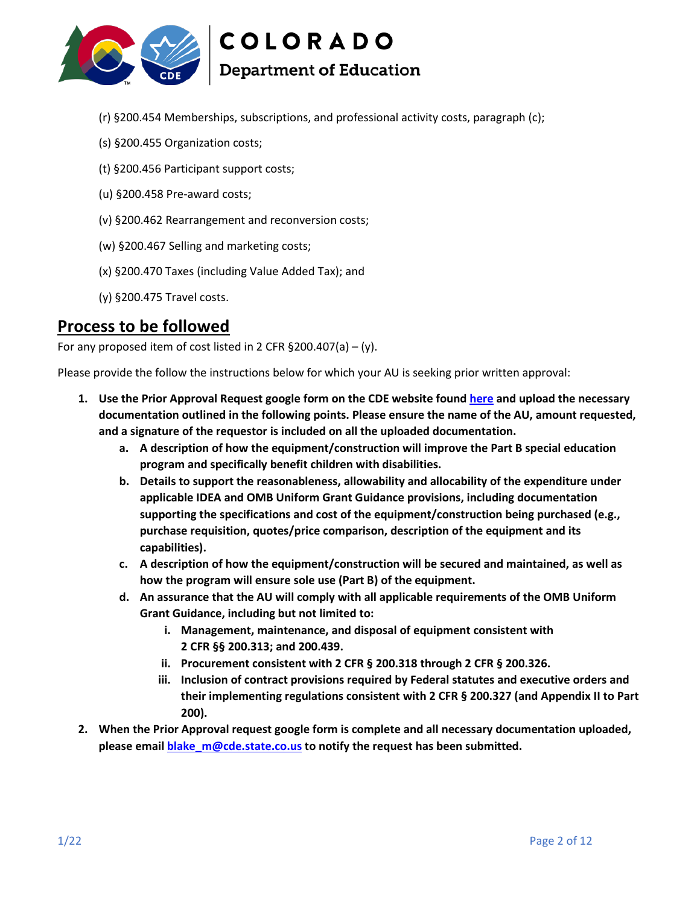(r) §200.454 Memberships, subscriptions, and professional activity costs, paragraph (c);

(s) §200.455 Organization costs;

(t) §200.456 Participant support costs;

(u) §200.458 Pre-award costs;

(v) §200.462 Rearrangement and reconversion costs;

(w) §200.467 Selling and marketing costs;

(x) §200.470 Taxes (including Value Added Tax); and

(y) §200.475 Travel costs.

## Process to be followed

For any proposed item of cost listed in 2 CFR §200.407(a) – (y).

Please provide the follow the instructions below for which your AU is seeking prior written approval:

1. **Use the Prior Approval Request google form on the CDE website found [here](#) and upload the necessary documentation outlined in the following points. Please ensure the name of the AU, amount requested, and a signature of the requestor is included on all the uploaded documentation.**
   a. **A description of how the equipment/construction will improve the Part B special education program and specifically benefit children with disabilities.**
   b. **Details to support the reasonableness, allowability and allocability of the expenditure under applicable IDEA and OMB Uniform Grant Guidance provisions, including documentation supporting the specifications and cost of the equipment/construction being purchased (e.g., purchase requisition, quotes/price comparison, description of the equipment and its capabilities).**
   c. **A description of how the equipment/construction will be secured and maintained, as well as how the program will ensure sole use (Part B) of the equipment.**
   d. **An assurance that the AU will comply with all applicable requirements of the OMB Uniform Grant Guidance, including but not limited to:**
      i. **Management, maintenance, and disposal of equipment consistent with 2 CFR §§ 200.313; and 200.439.**
      ii. **Procurement consistent with 2 CFR § 200.318 through 2 CFR § 200.326.**
      iii. **Inclusion of contract provisions required by Federal statutes and executive orders and their implementing regulations consistent with 2 CFR § 200.327 (and Appendix II to Part 200).**
2. **When the Prior Approval request google form is complete and all necessary documentation uploaded, please email [blake_m@cde.state.co.us](mailto:blake_m@cde.state.co.us) to notify the request has been submitted.**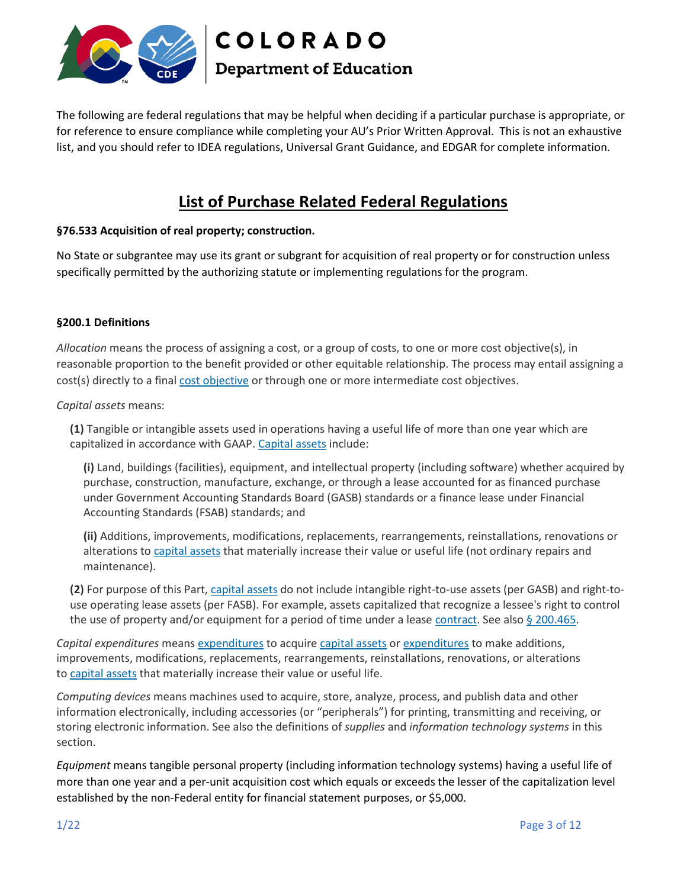The following are federal regulations that may be helpful when deciding if a particular purchase is appropriate, or for reference to ensure compliance while completing your AU's Prior Written Approval. This is not an exhaustive list, and you should refer to IDEA regulations, Universal Grant Guidance, and EDGAR for complete information.

# List of Purchase Related Federal Regulations

**§76.533 Acquisition of real property; construction.**

No State or subgrantee may use its grant or subgrant for acquisition of real property or for construction unless specifically permitted by the authorizing statute or implementing regulations for the program.

**§200.1 Definitions**

*Allocation* means the process of assigning a cost, or a group of costs, to one or more cost objective(s), in reasonable proportion to the benefit provided or other equitable relationship. The process may entail assigning a cost(s) directly to a final cost objective or through one or more intermediate cost objectives.

*Capital assets* means:

**(1)** Tangible or intangible assets used in operations having a useful life of more than one year which are capitalized in accordance with GAAP. Capital assets include:

**(i)** Land, buildings (facilities), equipment, and intellectual property (including software) whether acquired by purchase, construction, manufacture, exchange, or through a lease accounted for as financed purchase under Government Accounting Standards Board (GASB) standards or a finance lease under Financial Accounting Standards (FSAB) standards; and

**(ii)** Additions, improvements, modifications, replacements, rearrangements, reinstallations, renovations or alterations to capital assets that materially increase their value or useful life (not ordinary repairs and maintenance).

**(2)** For purpose of this Part, capital assets do not include intangible right-to-use assets (per GASB) and right-to-use operating lease assets (per FASB). For example, assets capitalized that recognize a lessee's right to control the use of property and/or equipment for a period of time under a lease contract. See also § 200.465.

*Capital expenditures* means expenditures to acquire capital assets or expenditures to make additions, improvements, modifications, replacements, rearrangements, reinstallations, renovations, or alterations to capital assets that materially increase their value or useful life.

*Computing devices* means machines used to acquire, store, analyze, process, and publish data and other information electronically, including accessories (or "peripherals") for printing, transmitting and receiving, or storing electronic information. See also the definitions of *supplies* and *information technology systems* in this section.

*Equipment* means tangible personal property (including information technology systems) having a useful life of more than one year and a per-unit acquisition cost which equals or exceeds the lesser of the capitalization level established by the non-Federal entity for financial statement purposes, or $5,000.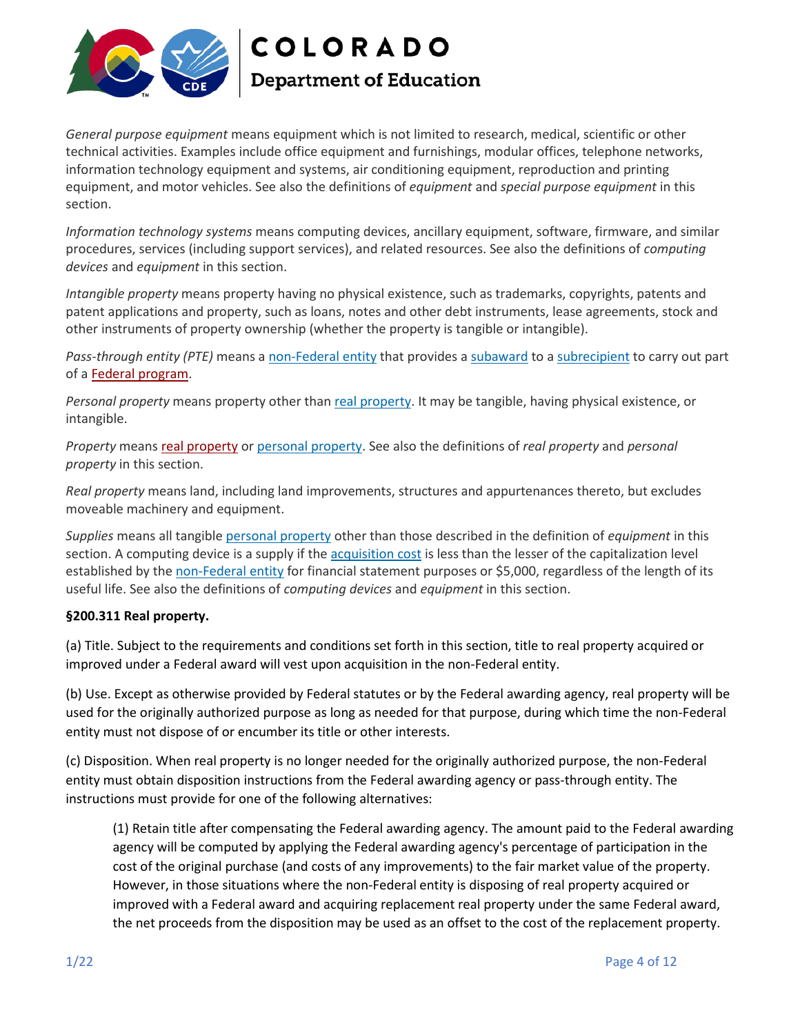*General purpose equipment* means equipment which is not limited to research, medical, scientific or other technical activities. Examples include office equipment and furnishings, modular offices, telephone networks, information technology equipment and systems, air conditioning equipment, reproduction and printing equipment, and motor vehicles. See also the definitions of *equipment* and *special purpose equipment* in this section.

*Information technology systems* means computing devices, ancillary equipment, software, firmware, and similar procedures, services (including support services), and related resources. See also the definitions of *computing devices* and *equipment* in this section.

*Intangible property* means property having no physical existence, such as trademarks, copyrights, patents and patent applications and property, such as loans, notes and other debt instruments, lease agreements, stock and other instruments of property ownership (whether the property is tangible or intangible).

*Pass-through entity (PTE)* means a non-Federal entity that provides a subaward to a subrecipient to carry out part of a Federal program.

*Personal property* means property other than real property. It may be tangible, having physical existence, or intangible.

*Property* means real property or personal property. See also the definitions of *real property* and *personal property* in this section.

*Real property* means land, including land improvements, structures and appurtenances thereto, but excludes moveable machinery and equipment.

*Supplies* means all tangible personal property other than those described in the definition of *equipment* in this section. A computing device is a supply if the acquisition cost is less than the lesser of the capitalization level established by the non-Federal entity for financial statement purposes or $5,000, regardless of the length of its useful life. See also the definitions of *computing devices* and *equipment* in this section.

**§200.311 Real property.**

(a) Title. Subject to the requirements and conditions set forth in this section, title to real property acquired or improved under a Federal award will vest upon acquisition in the non-Federal entity.

(b) Use. Except as otherwise provided by Federal statutes or by the Federal awarding agency, real property will be used for the originally authorized purpose as long as needed for that purpose, during which time the non-Federal entity must not dispose of or encumber its title or other interests.

(c) Disposition. When real property is no longer needed for the originally authorized purpose, the non-Federal entity must obtain disposition instructions from the Federal awarding agency or pass-through entity. The instructions must provide for one of the following alternatives:

> (1) Retain title after compensating the Federal awarding agency. The amount paid to the Federal awarding agency will be computed by applying the Federal awarding agency's percentage of participation in the cost of the original purchase (and costs of any improvements) to the fair market value of the property. However, in those situations where the non-Federal entity is disposing of real property acquired or improved with a Federal award and acquiring replacement real property under the same Federal award, the net proceeds from the disposition may be used as an offset to the cost of the replacement property.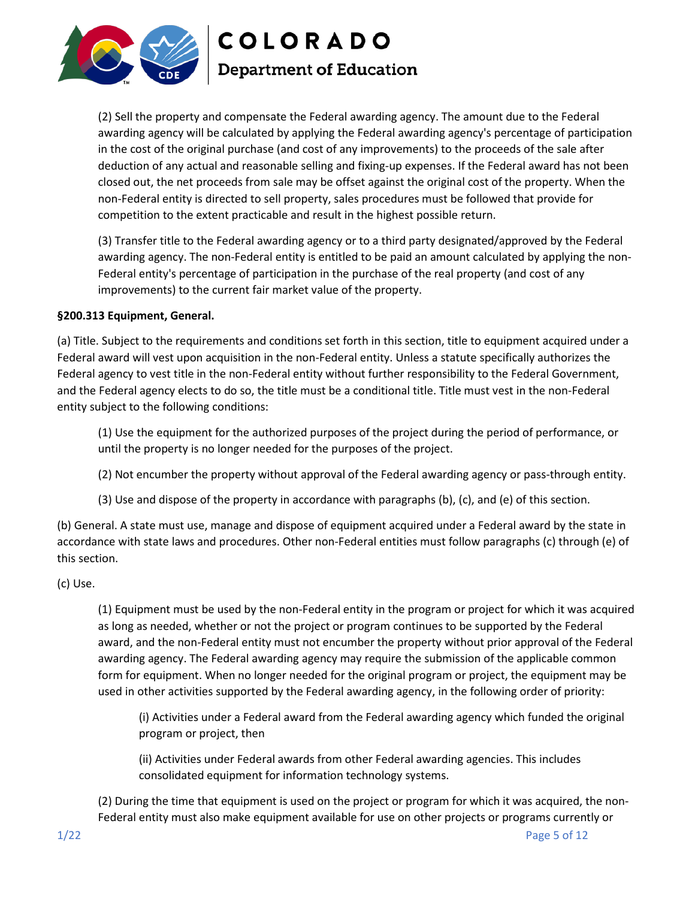(2) Sell the property and compensate the Federal awarding agency. The amount due to the Federal awarding agency will be calculated by applying the Federal awarding agency's percentage of participation in the cost of the original purchase (and cost of any improvements) to the proceeds of the sale after deduction of any actual and reasonable selling and fixing-up expenses. If the Federal award has not been closed out, the net proceeds from sale may be offset against the original cost of the property. When the non-Federal entity is directed to sell property, sales procedures must be followed that provide for competition to the extent practicable and result in the highest possible return.

(3) Transfer title to the Federal awarding agency or to a third party designated/approved by the Federal awarding agency. The non-Federal entity is entitled to be paid an amount calculated by applying the non-Federal entity's percentage of participation in the purchase of the real property (and cost of any improvements) to the current fair market value of the property.

**§200.313 Equipment, General.**

(a) Title. Subject to the requirements and conditions set forth in this section, title to equipment acquired under a Federal award will vest upon acquisition in the non-Federal entity. Unless a statute specifically authorizes the Federal agency to vest title in the non-Federal entity without further responsibility to the Federal Government, and the Federal agency elects to do so, the title must be a conditional title. Title must vest in the non-Federal entity subject to the following conditions:

(1) Use the equipment for the authorized purposes of the project during the period of performance, or until the property is no longer needed for the purposes of the project.

(2) Not encumber the property without approval of the Federal awarding agency or pass-through entity.

(3) Use and dispose of the property in accordance with paragraphs (b), (c), and (e) of this section.

(b) General. A state must use, manage and dispose of equipment acquired under a Federal award by the state in accordance with state laws and procedures. Other non-Federal entities must follow paragraphs (c) through (e) of this section.

(c) Use.

(1) Equipment must be used by the non-Federal entity in the program or project for which it was acquired as long as needed, whether or not the project or program continues to be supported by the Federal award, and the non-Federal entity must not encumber the property without prior approval of the Federal awarding agency. The Federal awarding agency may require the submission of the applicable common form for equipment. When no longer needed for the original program or project, the equipment may be used in other activities supported by the Federal awarding agency, in the following order of priority:

(i) Activities under a Federal award from the Federal awarding agency which funded the original program or project, then

(ii) Activities under Federal awards from other Federal awarding agencies. This includes consolidated equipment for information technology systems.

(2) During the time that equipment is used on the project or program for which it was acquired, the non-Federal entity must also make equipment available for use on other projects or programs currently or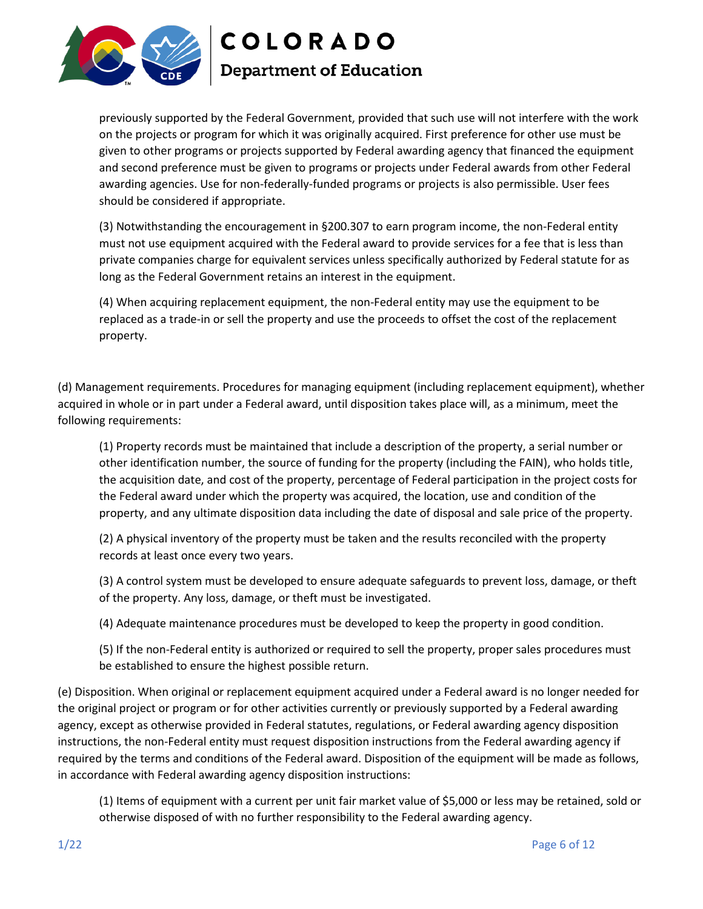previously supported by the Federal Government, provided that such use will not interfere with the work on the projects or program for which it was originally acquired. First preference for other use must be given to other programs or projects supported by Federal awarding agency that financed the equipment and second preference must be given to programs or projects under Federal awards from other Federal awarding agencies. Use for non-federally-funded programs or projects is also permissible. User fees should be considered if appropriate.

(3) Notwithstanding the encouragement in §200.307 to earn program income, the non-Federal entity must not use equipment acquired with the Federal award to provide services for a fee that is less than private companies charge for equivalent services unless specifically authorized by Federal statute for as long as the Federal Government retains an interest in the equipment.

(4) When acquiring replacement equipment, the non-Federal entity may use the equipment to be replaced as a trade-in or sell the property and use the proceeds to offset the cost of the replacement property.

(d) Management requirements. Procedures for managing equipment (including replacement equipment), whether acquired in whole or in part under a Federal award, until disposition takes place will, as a minimum, meet the following requirements:

(1) Property records must be maintained that include a description of the property, a serial number or other identification number, the source of funding for the property (including the FAIN), who holds title, the acquisition date, and cost of the property, percentage of Federal participation in the project costs for the Federal award under which the property was acquired, the location, use and condition of the property, and any ultimate disposition data including the date of disposal and sale price of the property.

(2) A physical inventory of the property must be taken and the results reconciled with the property records at least once every two years.

(3) A control system must be developed to ensure adequate safeguards to prevent loss, damage, or theft of the property. Any loss, damage, or theft must be investigated.

(4) Adequate maintenance procedures must be developed to keep the property in good condition.

(5) If the non-Federal entity is authorized or required to sell the property, proper sales procedures must be established to ensure the highest possible return.

(e) Disposition. When original or replacement equipment acquired under a Federal award is no longer needed for the original project or program or for other activities currently or previously supported by a Federal awarding agency, except as otherwise provided in Federal statutes, regulations, or Federal awarding agency disposition instructions, the non-Federal entity must request disposition instructions from the Federal awarding agency if required by the terms and conditions of the Federal award. Disposition of the equipment will be made as follows, in accordance with Federal awarding agency disposition instructions:

(1) Items of equipment with a current per unit fair market value of $5,000 or less may be retained, sold or otherwise disposed of with no further responsibility to the Federal awarding agency.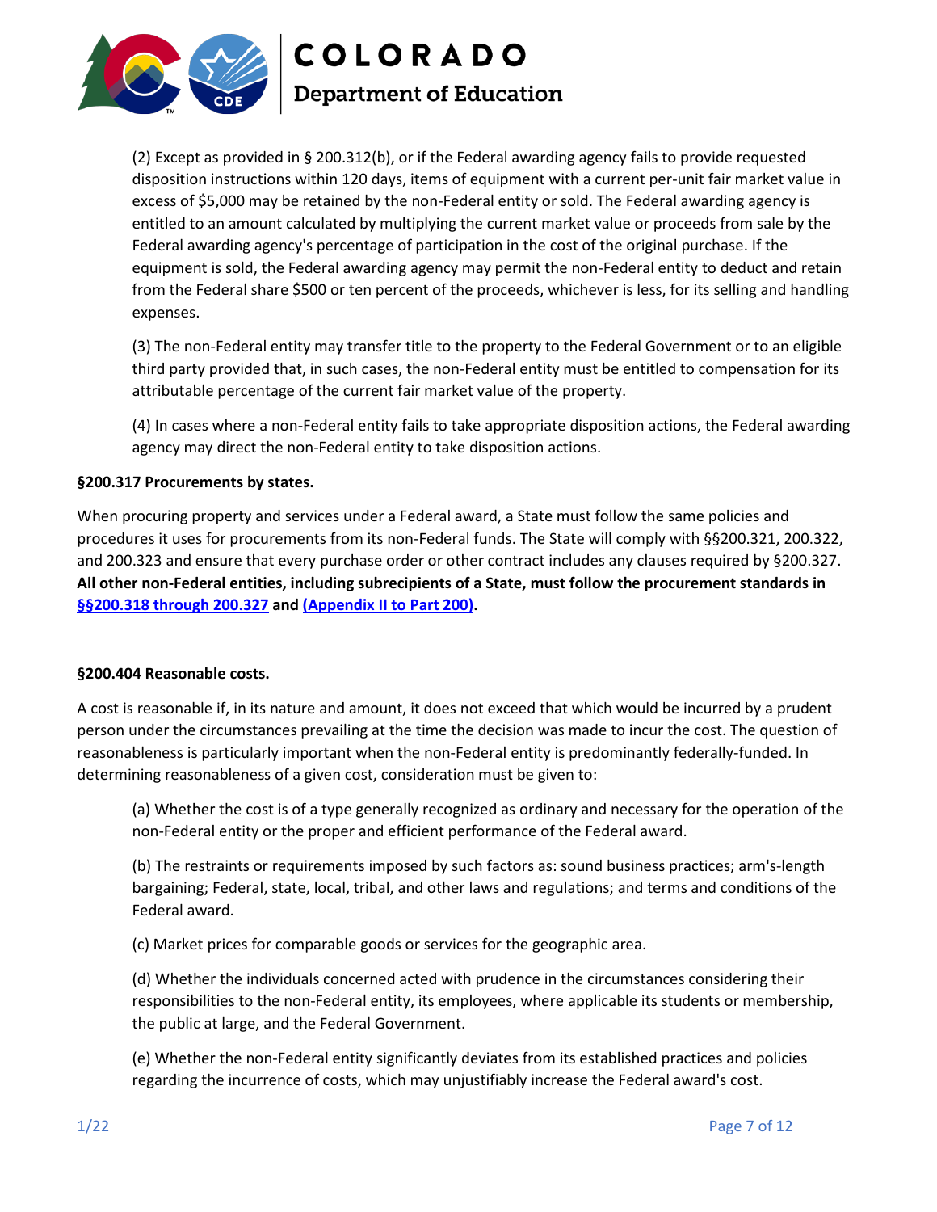(2) Except as provided in § 200.312(b), or if the Federal awarding agency fails to provide requested disposition instructions within 120 days, items of equipment with a current per-unit fair market value in excess of $5,000 may be retained by the non-Federal entity or sold. The Federal awarding agency is entitled to an amount calculated by multiplying the current market value or proceeds from sale by the Federal awarding agency's percentage of participation in the cost of the original purchase. If the equipment is sold, the Federal awarding agency may permit the non-Federal entity to deduct and retain from the Federal share $500 or ten percent of the proceeds, whichever is less, for its selling and handling expenses.

(3) The non-Federal entity may transfer title to the property to the Federal Government or to an eligible third party provided that, in such cases, the non-Federal entity must be entitled to compensation for its attributable percentage of the current fair market value of the property.

(4) In cases where a non-Federal entity fails to take appropriate disposition actions, the Federal awarding agency may direct the non-Federal entity to take disposition actions.

**§200.317 Procurements by states.**

When procuring property and services under a Federal award, a State must follow the same policies and procedures it uses for procurements from its non-Federal funds. The State will comply with §§200.321, 200.322, and 200.323 and ensure that every purchase order or other contract includes any clauses required by §200.327. **All other non-Federal entities, including subrecipients of a State, must follow the procurement standards in [§§200.318 through 200.327] and [(Appendix II to Part 200)].**

**§200.404 Reasonable costs.**

A cost is reasonable if, in its nature and amount, it does not exceed that which would be incurred by a prudent person under the circumstances prevailing at the time the decision was made to incur the cost. The question of reasonableness is particularly important when the non-Federal entity is predominantly federally-funded. In determining reasonableness of a given cost, consideration must be given to:

(a) Whether the cost is of a type generally recognized as ordinary and necessary for the operation of the non-Federal entity or the proper and efficient performance of the Federal award.

(b) The restraints or requirements imposed by such factors as: sound business practices; arm's-length bargaining; Federal, state, local, tribal, and other laws and regulations; and terms and conditions of the Federal award.

(c) Market prices for comparable goods or services for the geographic area.

(d) Whether the individuals concerned acted with prudence in the circumstances considering their responsibilities to the non-Federal entity, its employees, where applicable its students or membership, the public at large, and the Federal Government.

(e) Whether the non-Federal entity significantly deviates from its established practices and policies regarding the incurrence of costs, which may unjustifiably increase the Federal award's cost.

1/22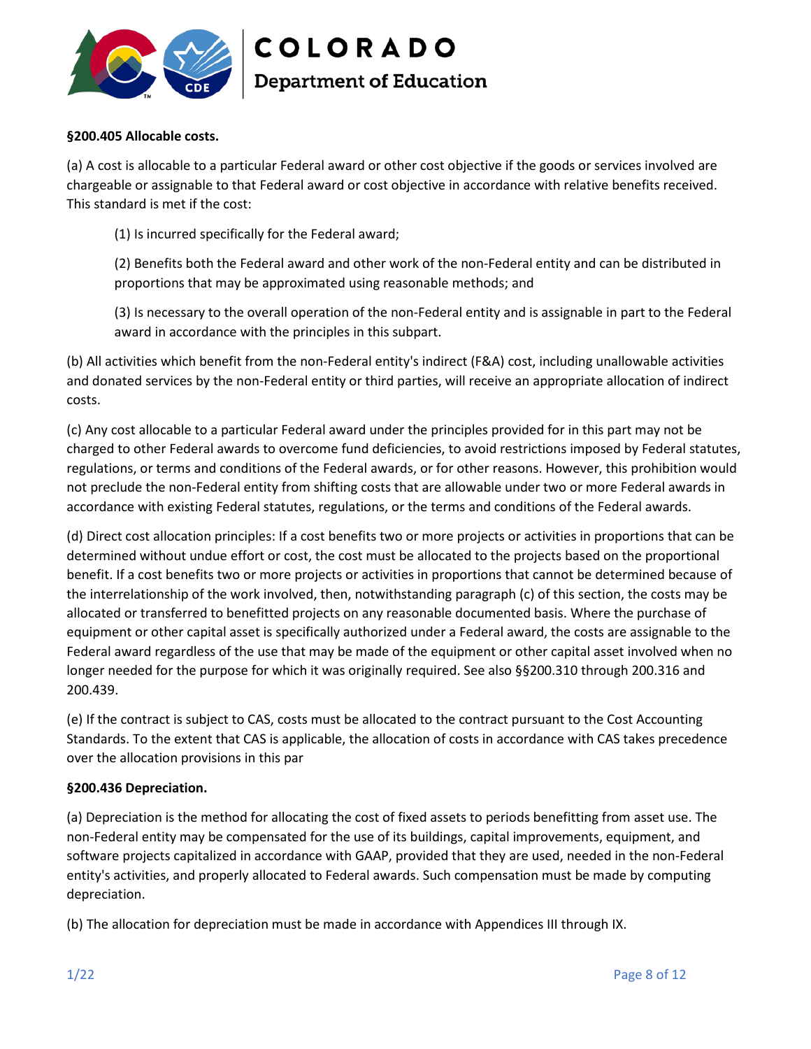**§200.405 Allocable costs.**

(a) A cost is allocable to a particular Federal award or other cost objective if the goods or services involved are chargeable or assignable to that Federal award or cost objective in accordance with relative benefits received. This standard is met if the cost:

> (1) Is incurred specifically for the Federal award;
>
> (2) Benefits both the Federal award and other work of the non-Federal entity and can be distributed in proportions that may be approximated using reasonable methods; and
>
> (3) Is necessary to the overall operation of the non-Federal entity and is assignable in part to the Federal award in accordance with the principles in this subpart.

(b) All activities which benefit from the non-Federal entity's indirect (F&A) cost, including unallowable activities and donated services by the non-Federal entity or third parties, will receive an appropriate allocation of indirect costs.

(c) Any cost allocable to a particular Federal award under the principles provided for in this part may not be charged to other Federal awards to overcome fund deficiencies, to avoid restrictions imposed by Federal statutes, regulations, or terms and conditions of the Federal awards, or for other reasons. However, this prohibition would not preclude the non-Federal entity from shifting costs that are allowable under two or more Federal awards in accordance with existing Federal statutes, regulations, or the terms and conditions of the Federal awards.

(d) Direct cost allocation principles: If a cost benefits two or more projects or activities in proportions that can be determined without undue effort or cost, the cost must be allocated to the projects based on the proportional benefit. If a cost benefits two or more projects or activities in proportions that cannot be determined because of the interrelationship of the work involved, then, notwithstanding paragraph (c) of this section, the costs may be allocated or transferred to benefitted projects on any reasonable documented basis. Where the purchase of equipment or other capital asset is specifically authorized under a Federal award, the costs are assignable to the Federal award regardless of the use that may be made of the equipment or other capital asset involved when no longer needed for the purpose for which it was originally required. See also §§200.310 through 200.316 and 200.439.

(e) If the contract is subject to CAS, costs must be allocated to the contract pursuant to the Cost Accounting Standards. To the extent that CAS is applicable, the allocation of costs in accordance with CAS takes precedence over the allocation provisions in this par

**§200.436 Depreciation.**

(a) Depreciation is the method for allocating the cost of fixed assets to periods benefitting from asset use. The non-Federal entity may be compensated for the use of its buildings, capital improvements, equipment, and software projects capitalized in accordance with GAAP, provided that they are used, needed in the non-Federal entity's activities, and properly allocated to Federal awards. Such compensation must be made by computing depreciation.

(b) The allocation for depreciation must be made in accordance with Appendices III through IX.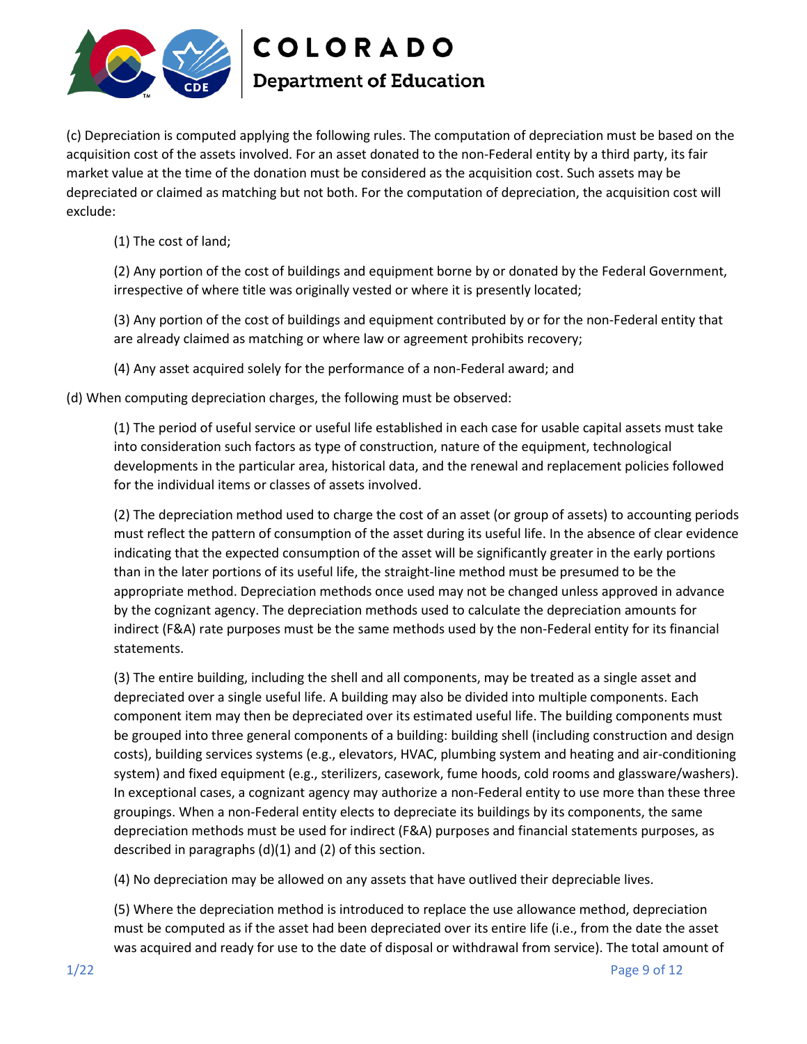(c) Depreciation is computed applying the following rules. The computation of depreciation must be based on the acquisition cost of the assets involved. For an asset donated to the non-Federal entity by a third party, its fair market value at the time of the donation must be considered as the acquisition cost. Such assets may be depreciated or claimed as matching but not both. For the computation of depreciation, the acquisition cost will exclude:

(1) The cost of land;

(2) Any portion of the cost of buildings and equipment borne by or donated by the Federal Government, irrespective of where title was originally vested or where it is presently located;

(3) Any portion of the cost of buildings and equipment contributed by or for the non-Federal entity that are already claimed as matching or where law or agreement prohibits recovery;

(4) Any asset acquired solely for the performance of a non-Federal award; and

(d) When computing depreciation charges, the following must be observed:

(1) The period of useful service or useful life established in each case for usable capital assets must take into consideration such factors as type of construction, nature of the equipment, technological developments in the particular area, historical data, and the renewal and replacement policies followed for the individual items or classes of assets involved.

(2) The depreciation method used to charge the cost of an asset (or group of assets) to accounting periods must reflect the pattern of consumption of the asset during its useful life. In the absence of clear evidence indicating that the expected consumption of the asset will be significantly greater in the early portions than in the later portions of its useful life, the straight-line method must be presumed to be the appropriate method. Depreciation methods once used may not be changed unless approved in advance by the cognizant agency. The depreciation methods used to calculate the depreciation amounts for indirect (F&A) rate purposes must be the same methods used by the non-Federal entity for its financial statements.

(3) The entire building, including the shell and all components, may be treated as a single asset and depreciated over a single useful life. A building may also be divided into multiple components. Each component item may then be depreciated over its estimated useful life. The building components must be grouped into three general components of a building: building shell (including construction and design costs), building services systems (e.g., elevators, HVAC, plumbing system and heating and air-conditioning system) and fixed equipment (e.g., sterilizers, casework, fume hoods, cold rooms and glassware/washers). In exceptional cases, a cognizant agency may authorize a non-Federal entity to use more than these three groupings. When a non-Federal entity elects to depreciate its buildings by its components, the same depreciation methods must be used for indirect (F&A) purposes and financial statements purposes, as described in paragraphs (d)(1) and (2) of this section.

(4) No depreciation may be allowed on any assets that have outlived their depreciable lives.

(5) Where the depreciation method is introduced to replace the use allowance method, depreciation must be computed as if the asset had been depreciated over its entire life (i.e., from the date the asset was acquired and ready for use to the date of disposal or withdrawal from service). The total amount of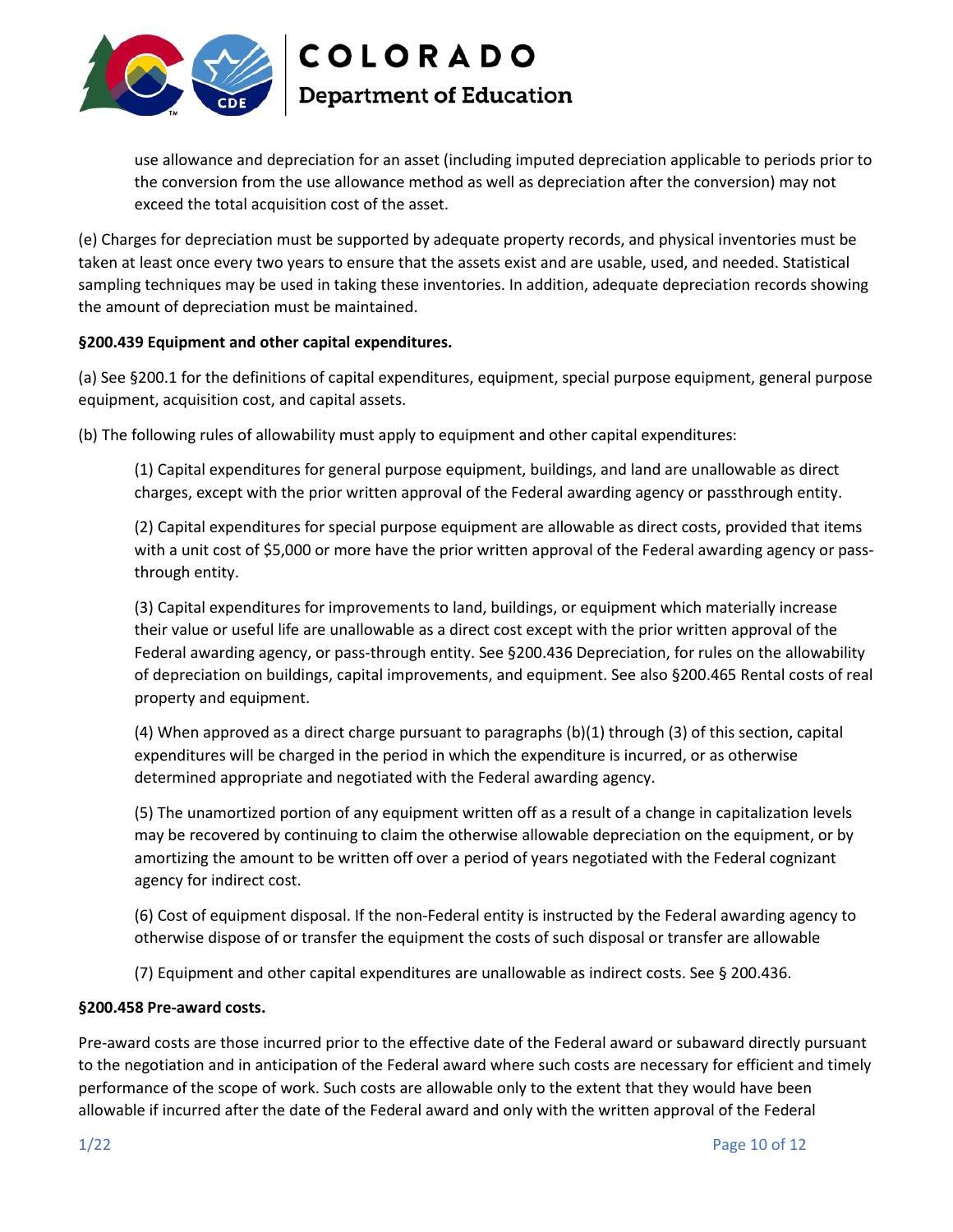use allowance and depreciation for an asset (including imputed depreciation applicable to periods prior to the conversion from the use allowance method as well as depreciation after the conversion) may not exceed the total acquisition cost of the asset.

(e) Charges for depreciation must be supported by adequate property records, and physical inventories must be taken at least once every two years to ensure that the assets exist and are usable, used, and needed. Statistical sampling techniques may be used in taking these inventories. In addition, adequate depreciation records showing the amount of depreciation must be maintained.

**§200.439 Equipment and other capital expenditures.**

(a) See §200.1 for the definitions of capital expenditures, equipment, special purpose equipment, general purpose equipment, acquisition cost, and capital assets.

(b) The following rules of allowability must apply to equipment and other capital expenditures:

(1) Capital expenditures for general purpose equipment, buildings, and land are unallowable as direct charges, except with the prior written approval of the Federal awarding agency or passthrough entity.

(2) Capital expenditures for special purpose equipment are allowable as direct costs, provided that items with a unit cost of $5,000 or more have the prior written approval of the Federal awarding agency or pass-through entity.

(3) Capital expenditures for improvements to land, buildings, or equipment which materially increase their value or useful life are unallowable as a direct cost except with the prior written approval of the Federal awarding agency, or pass-through entity. See §200.436 Depreciation, for rules on the allowability of depreciation on buildings, capital improvements, and equipment. See also §200.465 Rental costs of real property and equipment.

(4) When approved as a direct charge pursuant to paragraphs (b)(1) through (3) of this section, capital expenditures will be charged in the period in which the expenditure is incurred, or as otherwise determined appropriate and negotiated with the Federal awarding agency.

(5) The unamortized portion of any equipment written off as a result of a change in capitalization levels may be recovered by continuing to claim the otherwise allowable depreciation on the equipment, or by amortizing the amount to be written off over a period of years negotiated with the Federal cognizant agency for indirect cost.

(6) Cost of equipment disposal. If the non-Federal entity is instructed by the Federal awarding agency to otherwise dispose of or transfer the equipment the costs of such disposal or transfer are allowable

(7) Equipment and other capital expenditures are unallowable as indirect costs. See § 200.436.

**§200.458 Pre-award costs.**

Pre-award costs are those incurred prior to the effective date of the Federal award or subaward directly pursuant to the negotiation and in anticipation of the Federal award where such costs are necessary for efficient and timely performance of the scope of work. Such costs are allowable only to the extent that they would have been allowable if incurred after the date of the Federal award and only with the written approval of the Federal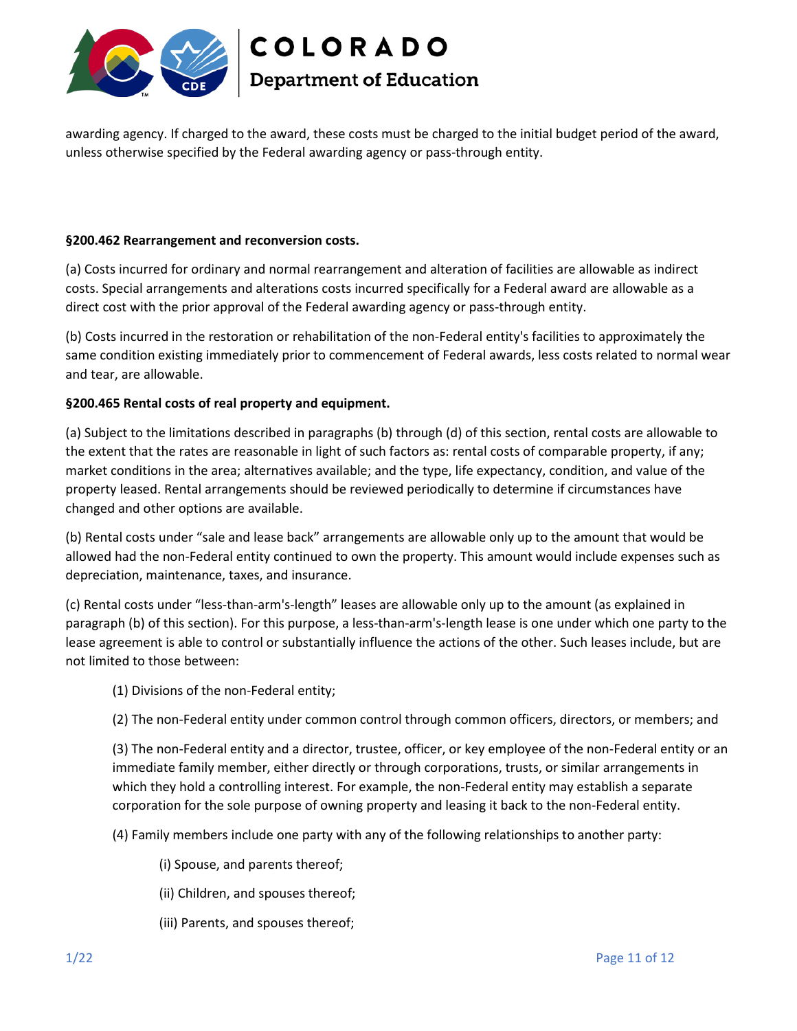awarding agency. If charged to the award, these costs must be charged to the initial budget period of the award, unless otherwise specified by the Federal awarding agency or pass-through entity.

**§200.462 Rearrangement and reconversion costs.**

(a) Costs incurred for ordinary and normal rearrangement and alteration of facilities are allowable as indirect costs. Special arrangements and alterations costs incurred specifically for a Federal award are allowable as a direct cost with the prior approval of the Federal awarding agency or pass-through entity.

(b) Costs incurred in the restoration or rehabilitation of the non-Federal entity's facilities to approximately the same condition existing immediately prior to commencement of Federal awards, less costs related to normal wear and tear, are allowable.

**§200.465 Rental costs of real property and equipment.**

(a) Subject to the limitations described in paragraphs (b) through (d) of this section, rental costs are allowable to the extent that the rates are reasonable in light of such factors as: rental costs of comparable property, if any; market conditions in the area; alternatives available; and the type, life expectancy, condition, and value of the property leased. Rental arrangements should be reviewed periodically to determine if circumstances have changed and other options are available.

(b) Rental costs under "sale and lease back" arrangements are allowable only up to the amount that would be allowed had the non-Federal entity continued to own the property. This amount would include expenses such as depreciation, maintenance, taxes, and insurance.

(c) Rental costs under "less-than-arm's-length" leases are allowable only up to the amount (as explained in paragraph (b) of this section). For this purpose, a less-than-arm's-length lease is one under which one party to the lease agreement is able to control or substantially influence the actions of the other. Such leases include, but are not limited to those between:

(1) Divisions of the non-Federal entity;

(2) The non-Federal entity under common control through common officers, directors, or members; and

(3) The non-Federal entity and a director, trustee, officer, or key employee of the non-Federal entity or an immediate family member, either directly or through corporations, trusts, or similar arrangements in which they hold a controlling interest. For example, the non-Federal entity may establish a separate corporation for the sole purpose of owning property and leasing it back to the non-Federal entity.

(4) Family members include one party with any of the following relationships to another party:

(i) Spouse, and parents thereof;

(ii) Children, and spouses thereof;

(iii) Parents, and spouses thereof;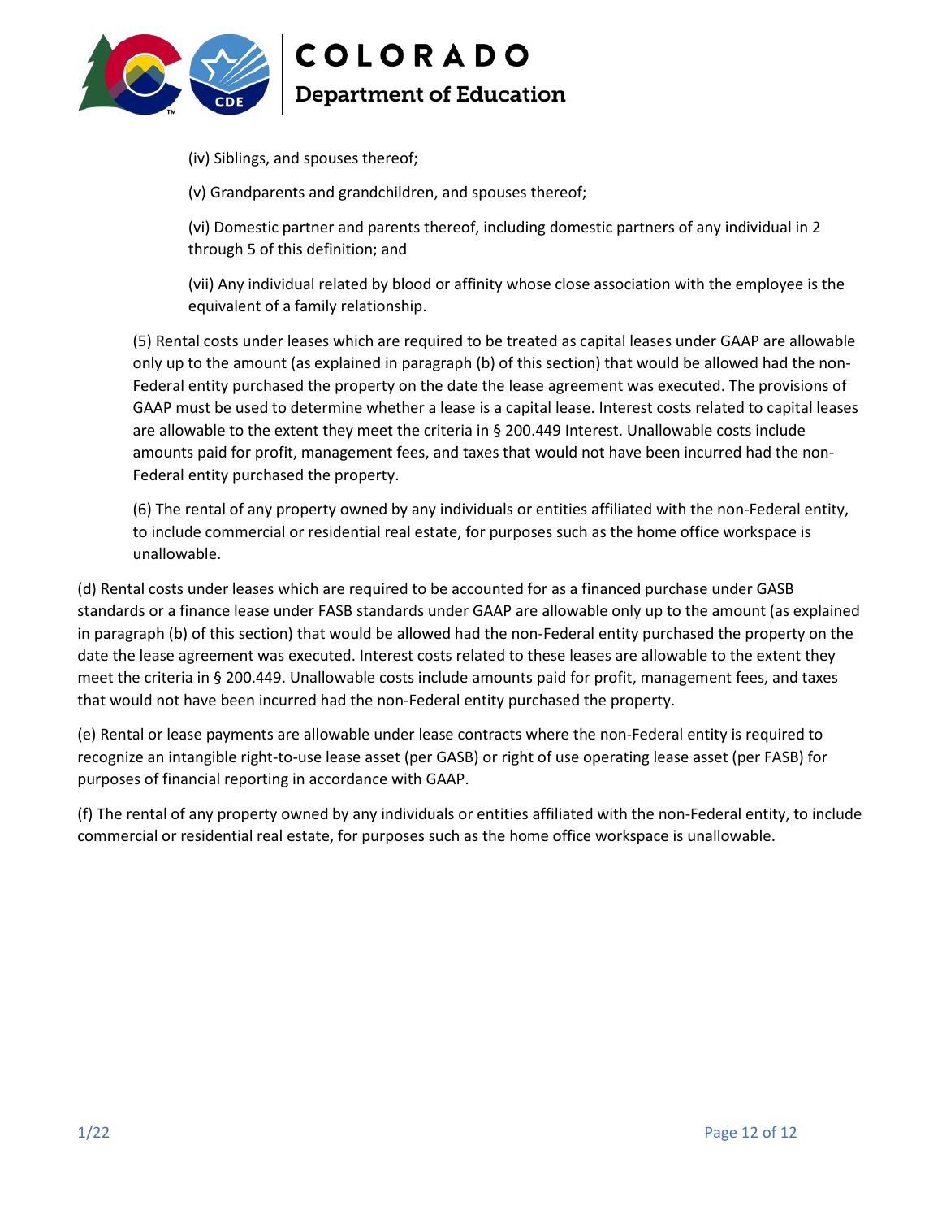(iv) Siblings, and spouses thereof;

(v) Grandparents and grandchildren, and spouses thereof;

(vi) Domestic partner and parents thereof, including domestic partners of any individual in 2 through 5 of this definition; and

(vii) Any individual related by blood or affinity whose close association with the employee is the equivalent of a family relationship.

(5) Rental costs under leases which are required to be treated as capital leases under GAAP are allowable only up to the amount (as explained in paragraph (b) of this section) that would be allowed had the non-Federal entity purchased the property on the date the lease agreement was executed. The provisions of GAAP must be used to determine whether a lease is a capital lease. Interest costs related to capital leases are allowable to the extent they meet the criteria in § 200.449 Interest. Unallowable costs include amounts paid for profit, management fees, and taxes that would not have been incurred had the non-Federal entity purchased the property.

(6) The rental of any property owned by any individuals or entities affiliated with the non-Federal entity, to include commercial or residential real estate, for purposes such as the home office workspace is unallowable.

(d) Rental costs under leases which are required to be accounted for as a financed purchase under GASB standards or a finance lease under FASB standards under GAAP are allowable only up to the amount (as explained in paragraph (b) of this section) that would be allowed had the non-Federal entity purchased the property on the date the lease agreement was executed. Interest costs related to these leases are allowable to the extent they meet the criteria in § 200.449. Unallowable costs include amounts paid for profit, management fees, and taxes that would not have been incurred had the non-Federal entity purchased the property.

(e) Rental or lease payments are allowable under lease contracts where the non-Federal entity is required to recognize an intangible right-to-use lease asset (per GASB) or right of use operating lease asset (per FASB) for purposes of financial reporting in accordance with GAAP.

(f) The rental of any property owned by any individuals or entities affiliated with the non-Federal entity, to include commercial or residential real estate, for purposes such as the home office workspace is unallowable.